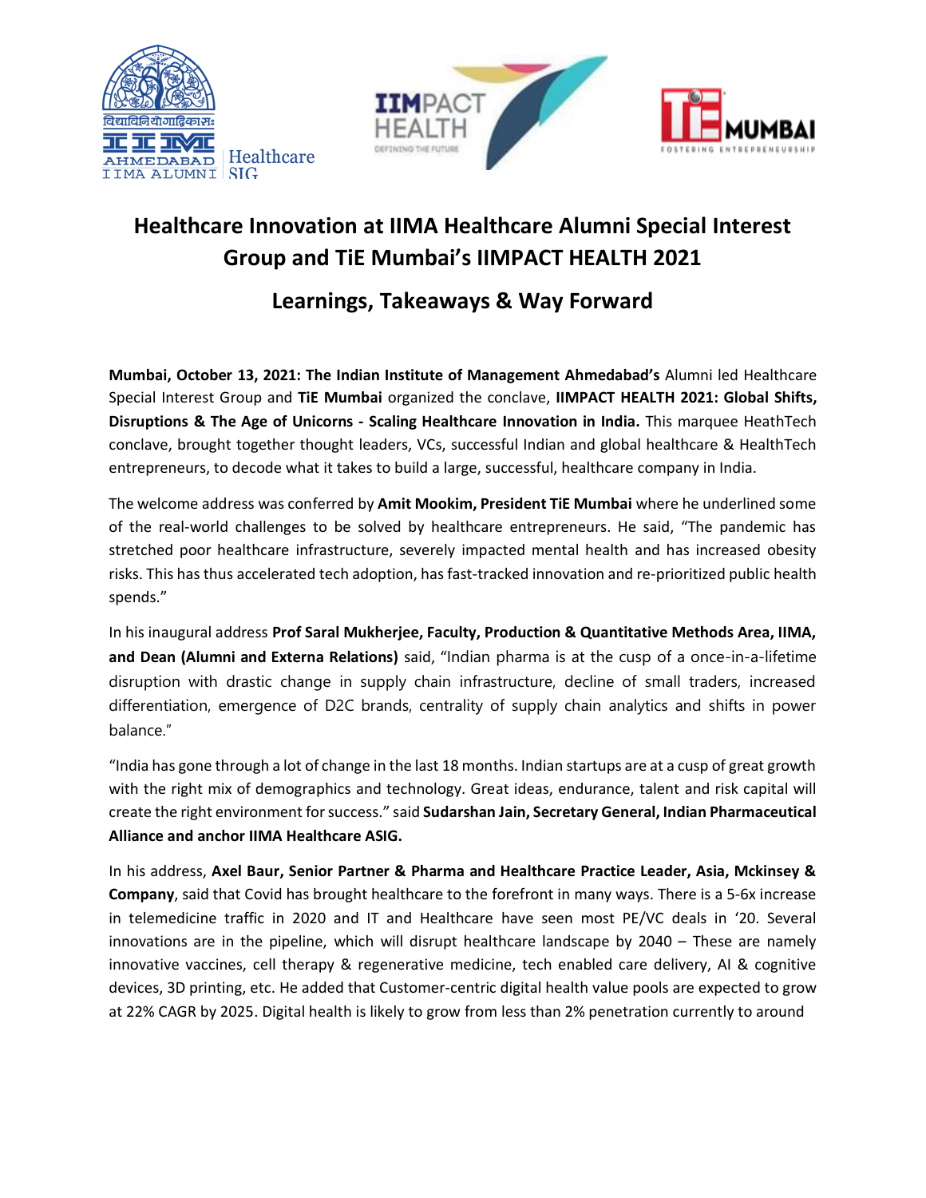# Healthcare Innovation at IIMA Healthcare Alumni Special Interest Group and TiE Mumbai's IIMPACT HEALTH 2021

## Learnings, Takeaways & Way Forward

**Mumbai, October 13, 2021: The Indian Institute of Management Ahmedabad's** Alumni led Healthcare Special Interest Group and **TiE Mumbai** organized the conclave, **IIMPACT HEALTH 2021: Global Shifts, Disruptions & The Age of Unicorns - Scaling Healthcare Innovation in India.** This marquee HeathTech conclave, brought together thought leaders, VCs, successful Indian and global healthcare & HealthTech entrepreneurs, to decode what it takes to build a large, successful, healthcare company in India.

The welcome address was conferred by **Amit Mookim, President TiE Mumbai** where he underlined some of the real-world challenges to be solved by healthcare entrepreneurs. He said, "The pandemic has stretched poor healthcare infrastructure, severely impacted mental health and has increased obesity risks. This has thus accelerated tech adoption, has fast-tracked innovation and re-prioritized public health spends."

In his inaugural address **Prof Saral Mukherjee, Faculty, Production & Quantitative Methods Area, IIMA, and Dean (Alumni and Externa Relations)** said, "Indian pharma is at the cusp of a once-in-a-lifetime disruption with drastic change in supply chain infrastructure, decline of small traders, increased differentiation, emergence of D2C brands, centrality of supply chain analytics and shifts in power balance."

"India has gone through a lot of change in the last 18 months. Indian startups are at a cusp of great growth with the right mix of demographics and technology. Great ideas, endurance, talent and risk capital will create the right environment for success." said **Sudarshan Jain, Secretary General, Indian Pharmaceutical Alliance and anchor IIMA Healthcare ASIG.**

In his address, **Axel Baur, Senior Partner & Pharma and Healthcare Practice Leader, Asia, Mckinsey & Company**, said that Covid has brought healthcare to the forefront in many ways. There is a 5-6x increase in telemedicine traffic in 2020 and IT and Healthcare have seen most PE/VC deals in '20. Several innovations are in the pipeline, which will disrupt healthcare landscape by 2040 – These are namely innovative vaccines, cell therapy & regenerative medicine, tech enabled care delivery, AI & cognitive devices, 3D printing, etc. He added that Customer-centric digital health value pools are expected to grow at 22% CAGR by 2025. Digital health is likely to grow from less than 2% penetration currently to around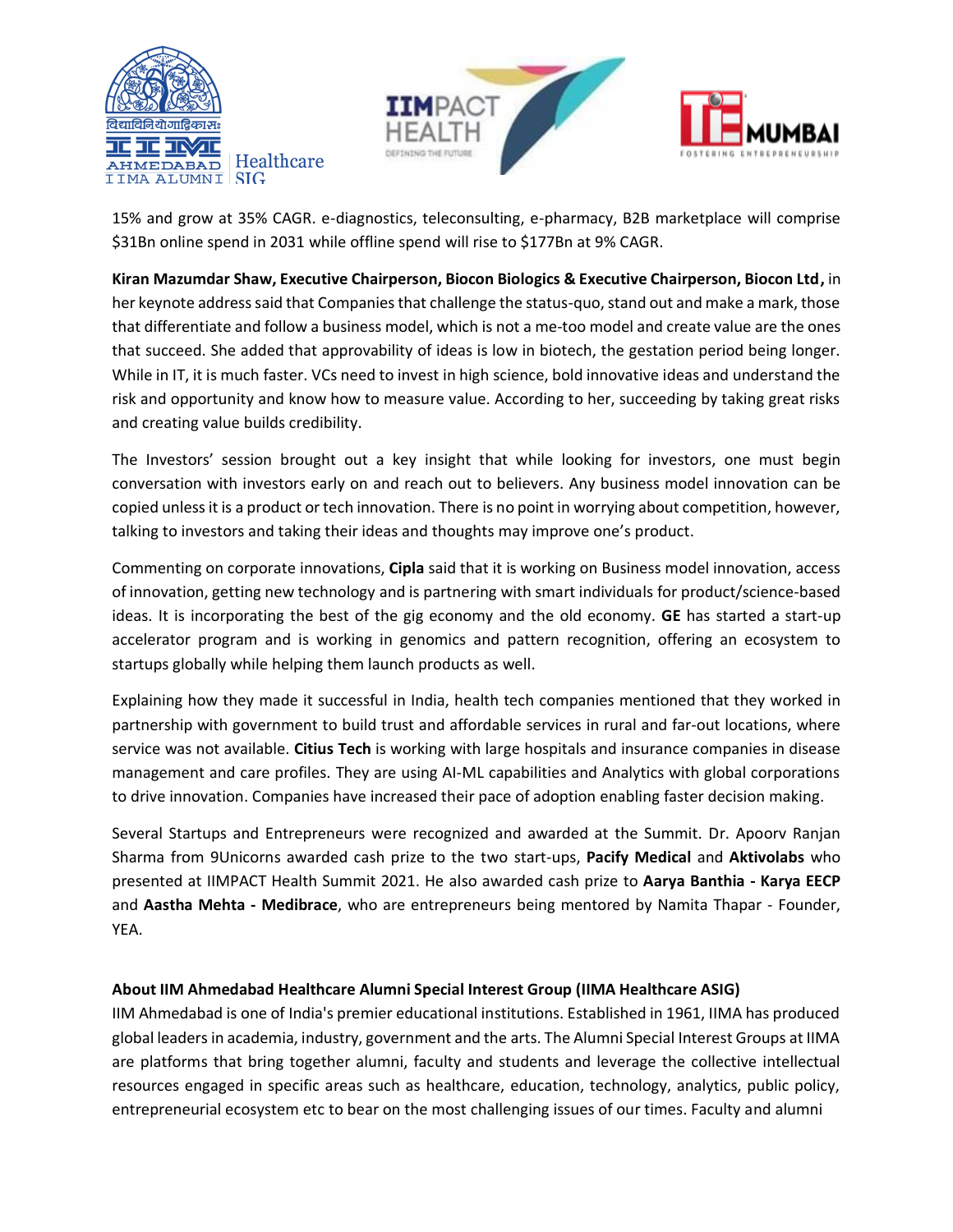15% and grow at 35% CAGR. e-diagnostics, teleconsulting, e-pharmacy, B2B marketplace will comprise $31Bn online spend in 2031 while offline spend will rise to $177Bn at 9% CAGR.

**Kiran Mazumdar Shaw, Executive Chairperson, Biocon Biologics & Executive Chairperson, Biocon Ltd,** in her keynote address said that Companies that challenge the status-quo, stand out and make a mark, those that differentiate and follow a business model, which is not a me-too model and create value are the ones that succeed. She added that approvability of ideas is low in biotech, the gestation period being longer. While in IT, it is much faster. VCs need to invest in high science, bold innovative ideas and understand the risk and opportunity and know how to measure value. According to her, succeeding by taking great risks and creating value builds credibility.

The Investors' session brought out a key insight that while looking for investors, one must begin conversation with investors early on and reach out to believers. Any business model innovation can be copied unless it is a product or tech innovation. There is no point in worrying about competition, however, talking to investors and taking their ideas and thoughts may improve one's product.

Commenting on corporate innovations, **Cipla** said that it is working on Business model innovation, access of innovation, getting new technology and is partnering with smart individuals for product/science-based ideas. It is incorporating the best of the gig economy and the old economy. **GE** has started a start-up accelerator program and is working in genomics and pattern recognition, offering an ecosystem to startups globally while helping them launch products as well.

Explaining how they made it successful in India, health tech companies mentioned that they worked in partnership with government to build trust and affordable services in rural and far-out locations, where service was not available. **Citius Tech** is working with large hospitals and insurance companies in disease management and care profiles. They are using AI-ML capabilities and Analytics with global corporations to drive innovation. Companies have increased their pace of adoption enabling faster decision making.

Several Startups and Entrepreneurs were recognized and awarded at the Summit. Dr. Apoorv Ranjan Sharma from 9Unicorns awarded cash prize to the two start-ups, **Pacify Medical** and **Aktivolabs** who presented at IIMPACT Health Summit 2021. He also awarded cash prize to **Aarya Banthia - Karya EECP** and **Aastha Mehta - Medibrace**, who are entrepreneurs being mentored by Namita Thapar - Founder, YEA.

**About IIM Ahmedabad Healthcare Alumni Special Interest Group (IIMA Healthcare ASIG)**

IIM Ahmedabad is one of India's premier educational institutions. Established in 1961, IIMA has produced global leaders in academia, industry, government and the arts. The Alumni Special Interest Groups at IIMA are platforms that bring together alumni, faculty and students and leverage the collective intellectual resources engaged in specific areas such as healthcare, education, technology, analytics, public policy, entrepreneurial ecosystem etc to bear on the most challenging issues of our times. Faculty and alumni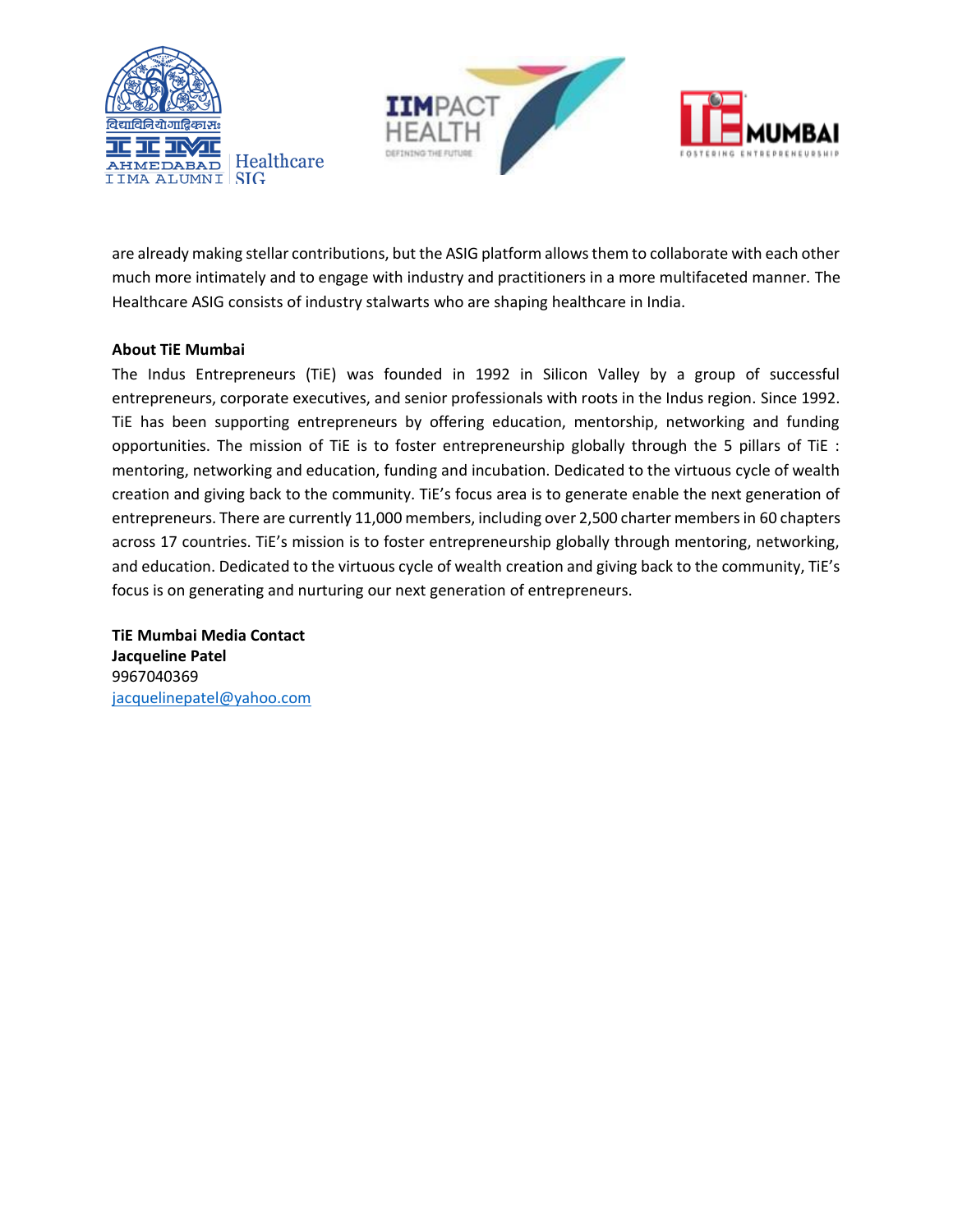are already making stellar contributions, but the ASIG platform allows them to collaborate with each other much more intimately and to engage with industry and practitioners in a more multifaceted manner. The Healthcare ASIG consists of industry stalwarts who are shaping healthcare in India.

**About TiE Mumbai**

The Indus Entrepreneurs (TiE) was founded in 1992 in Silicon Valley by a group of successful entrepreneurs, corporate executives, and senior professionals with roots in the Indus region. Since 1992. TiE has been supporting entrepreneurs by offering education, mentorship, networking and funding opportunities. The mission of TiE is to foster entrepreneurship globally through the 5 pillars of TiE : mentoring, networking and education, funding and incubation. Dedicated to the virtuous cycle of wealth creation and giving back to the community. TiE's focus area is to generate enable the next generation of entrepreneurs. There are currently 11,000 members, including over 2,500 charter members in 60 chapters across 17 countries. TiE's mission is to foster entrepreneurship globally through mentoring, networking, and education. Dedicated to the virtuous cycle of wealth creation and giving back to the community, TiE's focus is on generating and nurturing our next generation of entrepreneurs.

**TiE Mumbai Media Contact**
**Jacqueline Patel**
9967040369
jacquelinepatel@yahoo.com